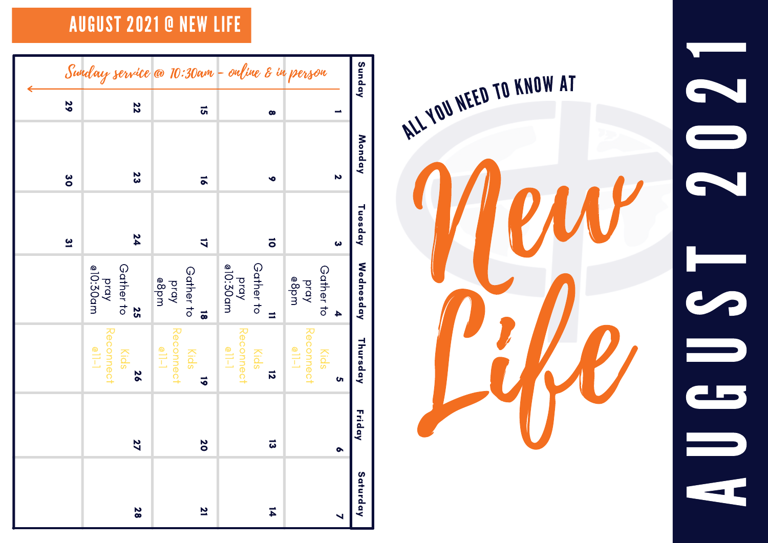# AUGUST 2021 @ NEW LIFE

ALL YOU NEED TO KNOW AT

# New Life

# AUGUST 2021

*Sunday service @ 10:30am - online & in person*

| Sunday | Monday | Tuesday | Wednesday | Thursday | Friday | Saturday |
|---|---|---|---|---|---|---|
| 1 | 2 | 3 | 4 Gather to pray @8pm | 5 Kids Reconnect @11-1 | 6 | 7 |
| 8 | 9 | 10 | 11 Gather to pray @10:30am | 12 Kids Reconnect @11-1 | 13 | 14 |
| 15 | 16 | 17 | 18 Gather to pray @8pm | 19 Kids Reconnect @11-1 | 20 | 21 |
| 22 | 23 | 24 | 25 Gather to pray @10:30am | 26 Kids Reconnect @11-1 | 27 | 28 |
| 29 | 30 | 31 | | | | |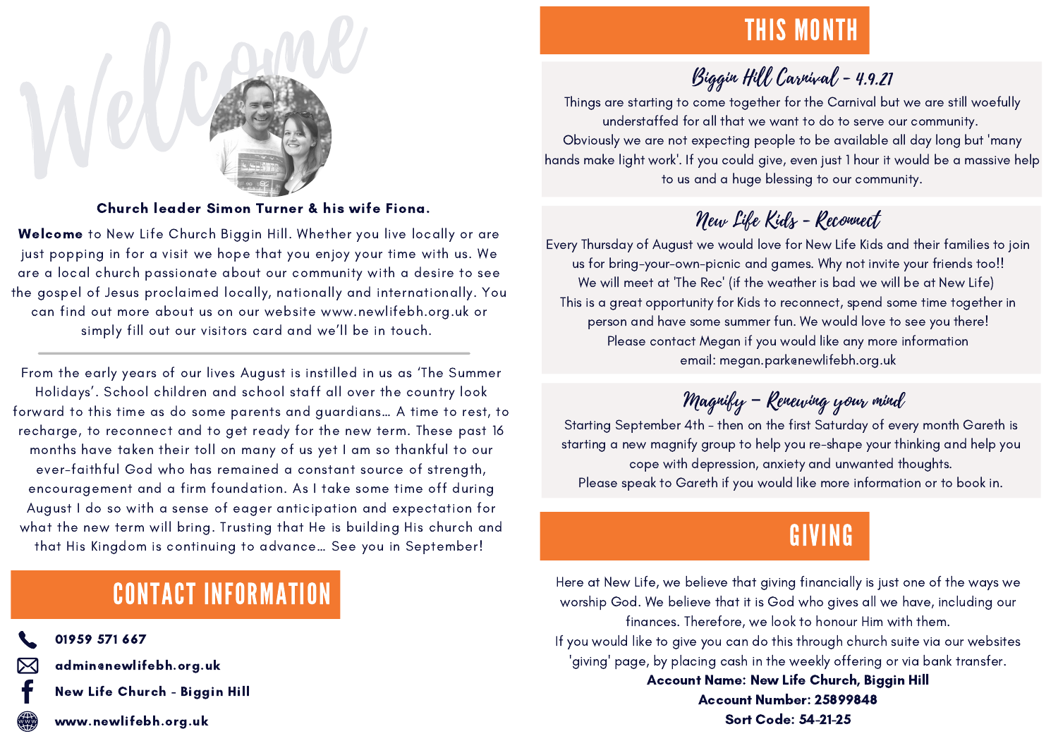# Welcome

**Church leader Simon Turner & his wife Fiona.**

**Welcome** to New Life Church Biggin Hill. Whether you live locally or are just popping in for a visit we hope that you enjoy your time with us. We are a local church passionate about our community with a desire to see the gospel of Jesus proclaimed locally, nationally and internationally. You can find out more about us on our website www.newlifebh.org.uk or simply fill out our visitors card and we'll be in touch.

---

From the early years of our lives August is instilled in us as 'The Summer Holidays'. School children and school staff all over the country look forward to this time as do some parents and guardians… A time to rest, to recharge, to reconnect and to get ready for the new term. These past 16 months have taken their toll on many of us yet I am so thankful to our ever-faithful God who has remained a constant source of strength, encouragement and a firm foundation. As I take some time off during August I do so with a sense of eager anticipation and expectation for what the new term will bring. Trusting that He is building His church and that His Kingdom is continuing to advance… See you in September!

## CONTACT INFORMATION

**01959 571 667**

**admin@newlifebh.org.uk**

**New Life Church - Biggin Hill**

**www.newlifebh.org.uk**

## THIS MONTH

### Biggin Hill Carnival - 4.9.21

Things are starting to come together for the Carnival but we are still woefully understaffed for all that we want to do to serve our community.
Obviously we are not expecting people to be available all day long but 'many hands make light work'. If you could give, even just 1 hour it would be a massive help to us and a huge blessing to our community.

### New Life Kids - Reconnect

Every Thursday of August we would love for New Life Kids and their families to join us for bring-your-own-picnic and games. Why not invite your friends too!!
We will meet at 'The Rec' (if the weather is bad we will be at New Life)
This is a great opportunity for Kids to reconnect, spend some time together in person and have some summer fun. We would love to see you there!
Please contact Megan if you would like any more information
email: megan.park@newlifebh.org.uk

### Magnify - Renewing your mind

Starting September 4th - then on the first Saturday of every month Gareth is starting a new magnify group to help you re-shape your thinking and help you cope with depression, anxiety and unwanted thoughts.
Please speak to Gareth if you would like more information or to book in.

## GIVING

Here at New Life, we believe that giving financially is just one of the ways we worship God. We believe that it is God who gives all we have, including our finances. Therefore, we look to honour Him with them.
If you would like to give you can do this through church suite via our websites 'giving' page, by placing cash in the weekly offering or via bank transfer.

**Account Name: New Life Church, Biggin Hill**
**Account Number: 25899848**
**Sort Code: 54-21-25**